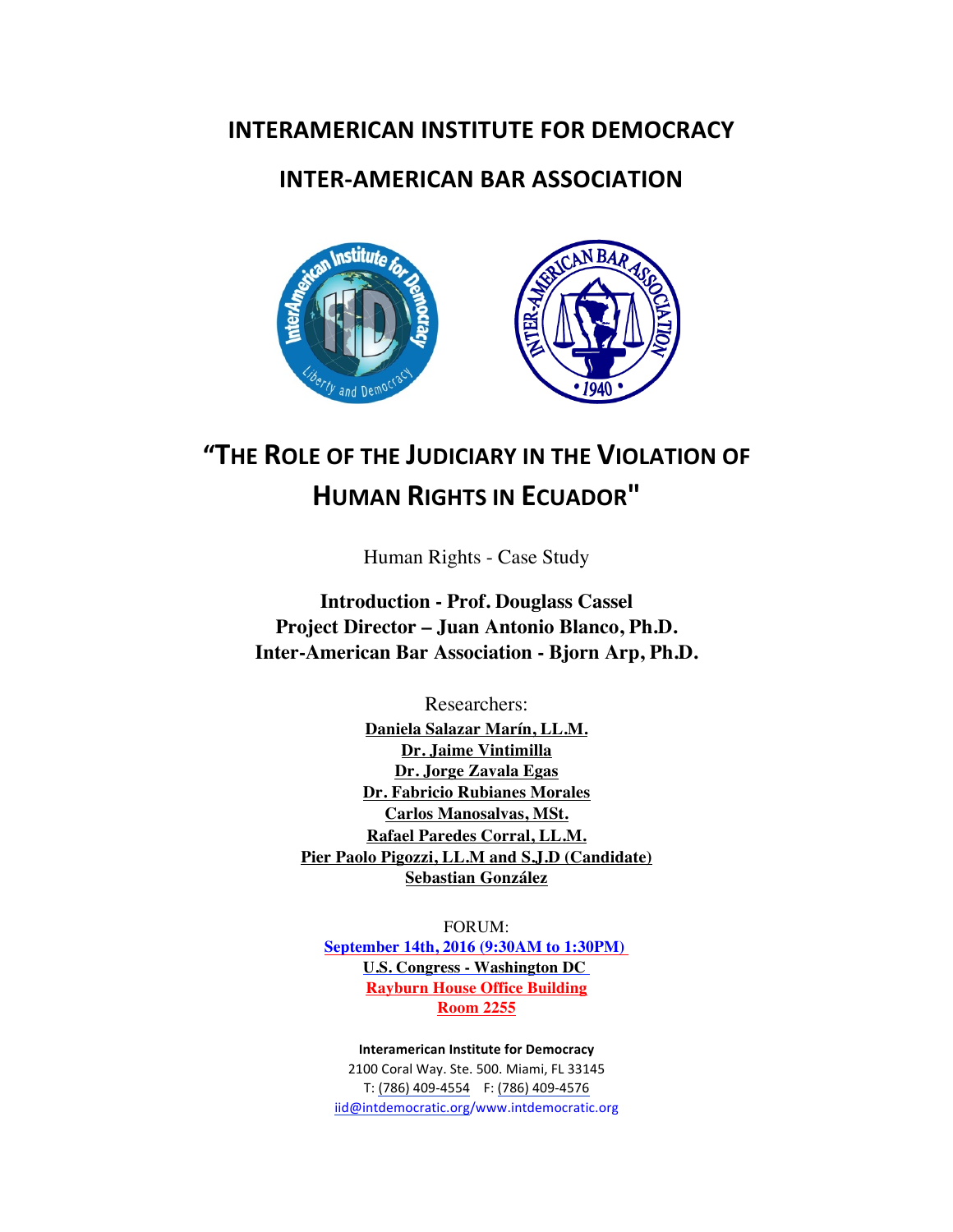# INTERAMERICAN INSTITUTE FOR DEMOCRACY

# INTER-AMERICAN BAR ASSOCIATION

## "THE ROLE OF THE JUDICIARY IN THE VIOLATION OF HUMAN RIGHTS IN ECUADOR"

Human Rights - Case Study

**Introduction - Prof. Douglass Cassel**
**Project Director – Juan Antonio Blanco, Ph.D.**
**Inter-American Bar Association - Bjorn Arp, Ph.D.**

Researchers:

**Daniela Salazar Marín, LL.M.**
**Dr. Jaime Vintimilla**
**Dr. Jorge Zavala Egas**
**Dr. Fabricio Rubianes Morales**
**Carlos Manosalvas, MSt.**
**Rafael Paredes Corral, LL.M.**
**Pier Paolo Pigozzi, LL.M and S.J.D (Candidate)**
**Sebastian González**

FORUM:
**September 14th, 2016 (9:30AM to 1:30PM)**
**U.S. Congress - Washington DC**
**Rayburn House Office Building**
**Room 2255**

**Interamerican Institute for Democracy**
2100 Coral Way. Ste. 500. Miami, FL 33145
T: (786) 409-4554 F: (786) 409-4576
iid@intdemocratic.org/www.intdemocratic.org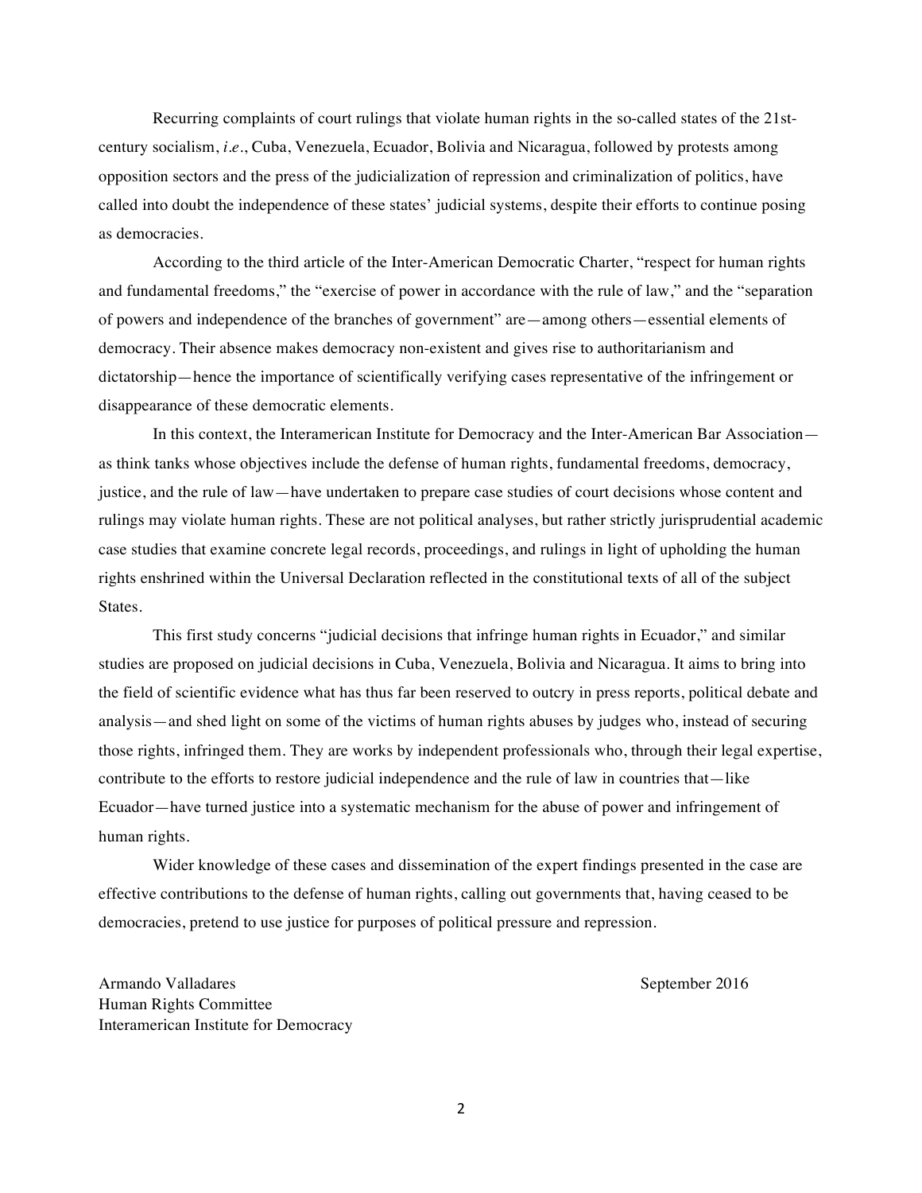Recurring complaints of court rulings that violate human rights in the so-called states of the 21st-century socialism, *i.e.*, Cuba, Venezuela, Ecuador, Bolivia and Nicaragua, followed by protests among opposition sectors and the press of the judicialization of repression and criminalization of politics, have called into doubt the independence of these states' judicial systems, despite their efforts to continue posing as democracies.

According to the third article of the Inter-American Democratic Charter, "respect for human rights and fundamental freedoms," the "exercise of power in accordance with the rule of law," and the "separation of powers and independence of the branches of government" are—among others—essential elements of democracy. Their absence makes democracy non-existent and gives rise to authoritarianism and dictatorship—hence the importance of scientifically verifying cases representative of the infringement or disappearance of these democratic elements.

In this context, the Interamerican Institute for Democracy and the Inter-American Bar Association—as think tanks whose objectives include the defense of human rights, fundamental freedoms, democracy, justice, and the rule of law—have undertaken to prepare case studies of court decisions whose content and rulings may violate human rights. These are not political analyses, but rather strictly jurisprudential academic case studies that examine concrete legal records, proceedings, and rulings in light of upholding the human rights enshrined within the Universal Declaration reflected in the constitutional texts of all of the subject States.

This first study concerns "judicial decisions that infringe human rights in Ecuador," and similar studies are proposed on judicial decisions in Cuba, Venezuela, Bolivia and Nicaragua. It aims to bring into the field of scientific evidence what has thus far been reserved to outcry in press reports, political debate and analysis—and shed light on some of the victims of human rights abuses by judges who, instead of securing those rights, infringed them. They are works by independent professionals who, through their legal expertise, contribute to the efforts to restore judicial independence and the rule of law in countries that—like Ecuador—have turned justice into a systematic mechanism for the abuse of power and infringement of human rights.

Wider knowledge of these cases and dissemination of the expert findings presented in the case are effective contributions to the defense of human rights, calling out governments that, having ceased to be democracies, pretend to use justice for purposes of political pressure and repression.

Armando Valladares
Human Rights Committee
Interamerican Institute for Democracy

September 2016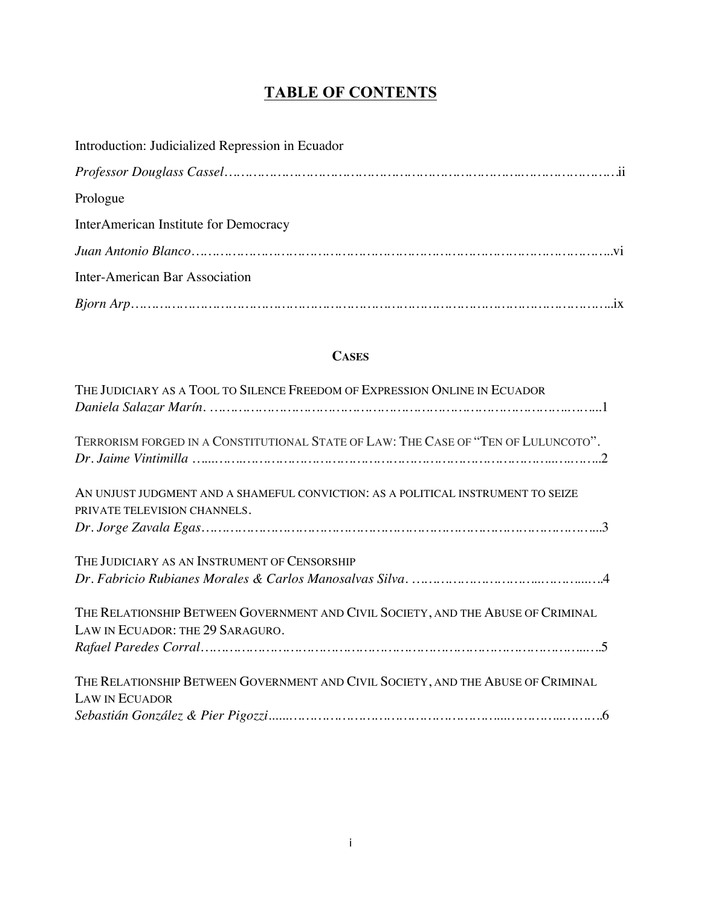# TABLE OF CONTENTS

Introduction: Judicialized Repression in Ecuador

*Professor Douglass Cassel*……………………………………………………………………………….ii

Prologue

InterAmerican Institute for Democracy

*Juan Antonio Blanco*……………………………………………………………………………………...vi

Inter-American Bar Association

*Bjorn Arp*…………………………………………………………………………………………………..ix

## CASES

THE JUDICIARY AS A TOOL TO SILENCE FREEDOM OF EXPRESSION ONLINE IN ECUADOR
*Daniela Salazar Marín*. ……………………………………………………………………………….....1

TERRORISM FORGED IN A CONSTITUTIONAL STATE OF LAW: THE CASE OF "TEN OF LULUNCOTO".
*Dr. Jaime Vintimilla* …....……..………………………………………………………………..……...2

AN UNJUST JUDGMENT AND A SHAMEFUL CONVICTION: AS A POLITICAL INSTRUMENT TO SEIZE PRIVATE TELEVISION CHANNELS.
*Dr. Jorge Zavala Egas*…………………………………………………………………………………....3

THE JUDICIARY AS AN INSTRUMENT OF CENSORSHIP
*Dr. Fabricio Rubianes Morales & Carlos Manosalvas Silva*. ……………………………...………....…..4

THE RELATIONSHIP BETWEEN GOVERNMENT AND CIVIL SOCIETY, AND THE ABUSE OF CRIMINAL LAW IN ECUADOR: THE 29 SARAGURO.
*Rafael Paredes Corral*…………………………………………………………………………….....…..5

THE RELATIONSHIP BETWEEN GOVERNMENT AND CIVIL SOCIETY, AND THE ABUSE OF CRIMINAL LAW IN ECUADOR
*Sebastián González & Pier Pigozzi*.......………………………………………….....………...……….6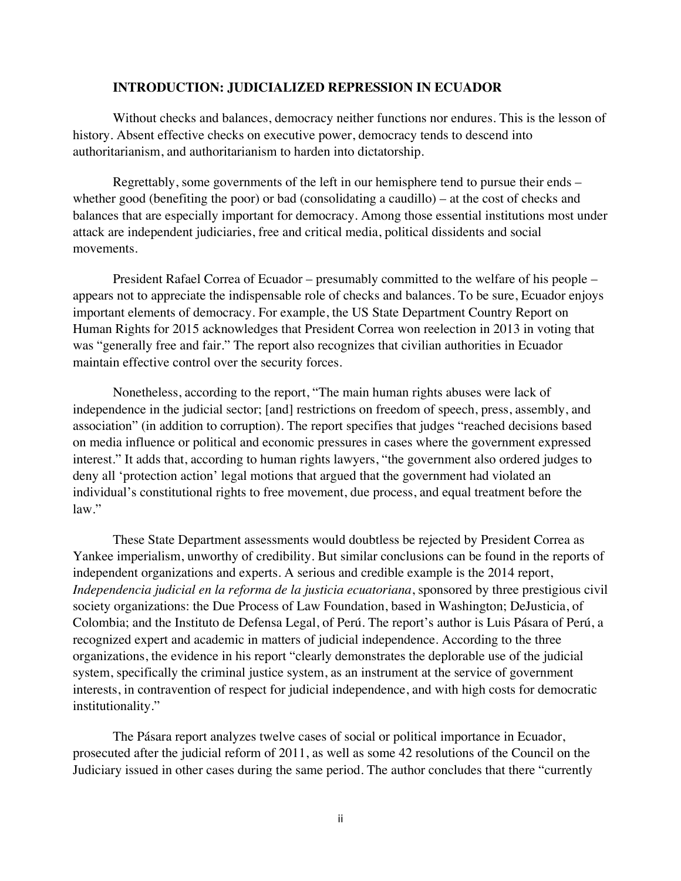## INTRODUCTION: JUDICIALIZED REPRESSION IN ECUADOR

Without checks and balances, democracy neither functions nor endures. This is the lesson of history. Absent effective checks on executive power, democracy tends to descend into authoritarianism, and authoritarianism to harden into dictatorship.

Regrettably, some governments of the left in our hemisphere tend to pursue their ends – whether good (benefiting the poor) or bad (consolidating a caudillo) – at the cost of checks and balances that are especially important for democracy. Among those essential institutions most under attack are independent judiciaries, free and critical media, political dissidents and social movements.

President Rafael Correa of Ecuador – presumably committed to the welfare of his people – appears not to appreciate the indispensable role of checks and balances. To be sure, Ecuador enjoys important elements of democracy. For example, the US State Department Country Report on Human Rights for 2015 acknowledges that President Correa won reelection in 2013 in voting that was "generally free and fair." The report also recognizes that civilian authorities in Ecuador maintain effective control over the security forces.

Nonetheless, according to the report, "The main human rights abuses were lack of independence in the judicial sector; [and] restrictions on freedom of speech, press, assembly, and association" (in addition to corruption). The report specifies that judges "reached decisions based on media influence or political and economic pressures in cases where the government expressed interest." It adds that, according to human rights lawyers, "the government also ordered judges to deny all 'protection action' legal motions that argued that the government had violated an individual's constitutional rights to free movement, due process, and equal treatment before the law."

These State Department assessments would doubtless be rejected by President Correa as Yankee imperialism, unworthy of credibility. But similar conclusions can be found in the reports of independent organizations and experts. A serious and credible example is the 2014 report, *Independencia judicial en la reforma de la justicia ecuatoriana*, sponsored by three prestigious civil society organizations: the Due Process of Law Foundation, based in Washington; DeJusticia, of Colombia; and the Instituto de Defensa Legal, of Perú. The report's author is Luis Pásara of Perú, a recognized expert and academic in matters of judicial independence. According to the three organizations, the evidence in his report "clearly demonstrates the deplorable use of the judicial system, specifically the criminal justice system, as an instrument at the service of government interests, in contravention of respect for judicial independence, and with high costs for democratic institutionality."

The Pásara report analyzes twelve cases of social or political importance in Ecuador, prosecuted after the judicial reform of 2011, as well as some 42 resolutions of the Council on the Judiciary issued in other cases during the same period. The author concludes that there "currently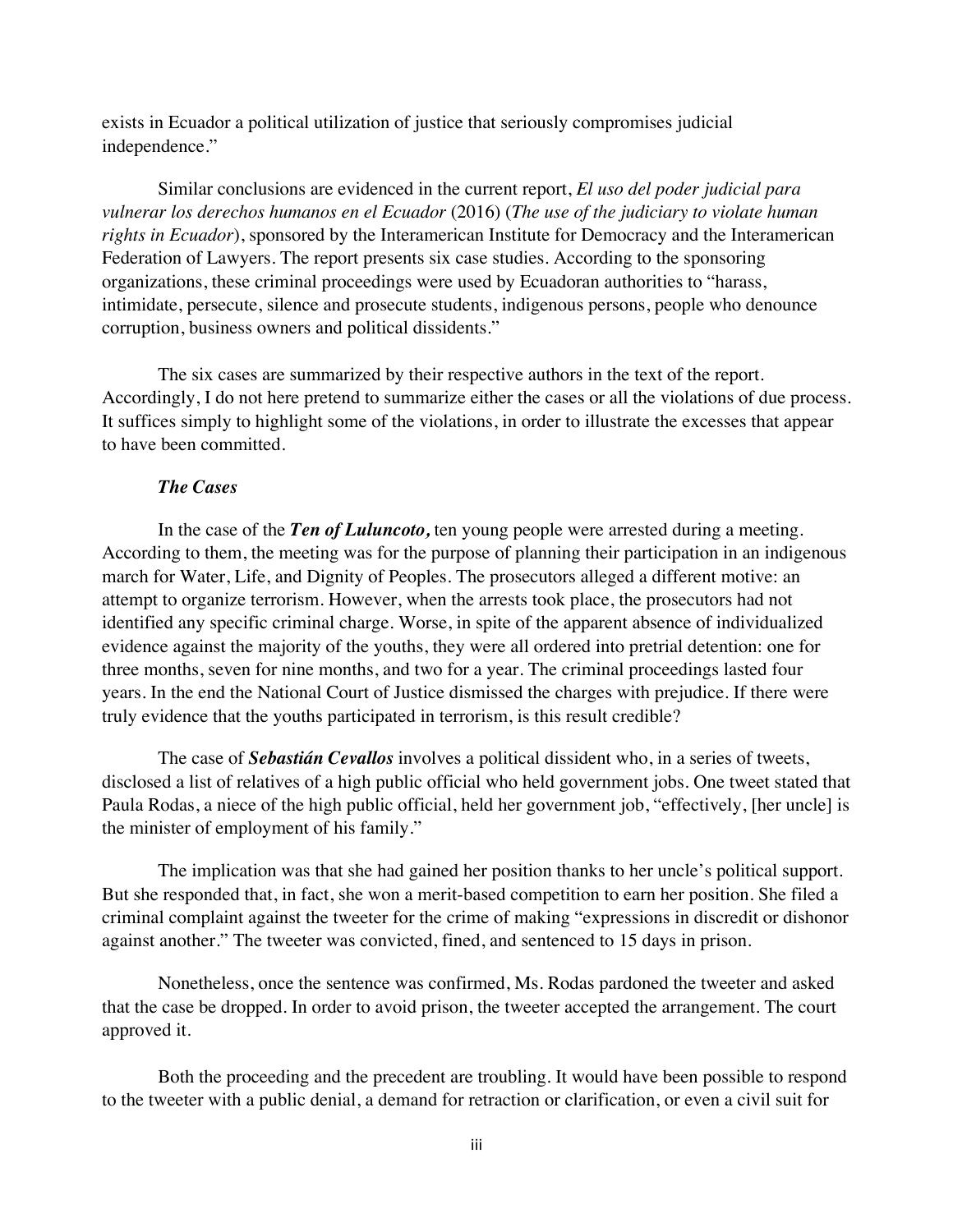exists in Ecuador a political utilization of justice that seriously compromises judicial independence."

Similar conclusions are evidenced in the current report, *El uso del poder judicial para vulnerar los derechos humanos en el Ecuador* (2016) (*The use of the judiciary to violate human rights in Ecuador*), sponsored by the Interamerican Institute for Democracy and the Interamerican Federation of Lawyers. The report presents six case studies. According to the sponsoring organizations, these criminal proceedings were used by Ecuadoran authorities to "harass, intimidate, persecute, silence and prosecute students, indigenous persons, people who denounce corruption, business owners and political dissidents."

The six cases are summarized by their respective authors in the text of the report. Accordingly, I do not here pretend to summarize either the cases or all the violations of due process. It suffices simply to highlight some of the violations, in order to illustrate the excesses that appear to have been committed.

***The Cases***

In the case of the ***Ten of Luluncoto,*** ten young people were arrested during a meeting. According to them, the meeting was for the purpose of planning their participation in an indigenous march for Water, Life, and Dignity of Peoples. The prosecutors alleged a different motive: an attempt to organize terrorism. However, when the arrests took place, the prosecutors had not identified any specific criminal charge. Worse, in spite of the apparent absence of individualized evidence against the majority of the youths, they were all ordered into pretrial detention: one for three months, seven for nine months, and two for a year. The criminal proceedings lasted four years. In the end the National Court of Justice dismissed the charges with prejudice. If there were truly evidence that the youths participated in terrorism, is this result credible?

The case of ***Sebastián Cevallos*** involves a political dissident who, in a series of tweets, disclosed a list of relatives of a high public official who held government jobs. One tweet stated that Paula Rodas, a niece of the high public official, held her government job, "effectively, [her uncle] is the minister of employment of his family."

The implication was that she had gained her position thanks to her uncle's political support. But she responded that, in fact, she won a merit-based competition to earn her position. She filed a criminal complaint against the tweeter for the crime of making "expressions in discredit or dishonor against another." The tweeter was convicted, fined, and sentenced to 15 days in prison.

Nonetheless, once the sentence was confirmed, Ms. Rodas pardoned the tweeter and asked that the case be dropped. In order to avoid prison, the tweeter accepted the arrangement. The court approved it.

Both the proceeding and the precedent are troubling. It would have been possible to respond to the tweeter with a public denial, a demand for retraction or clarification, or even a civil suit for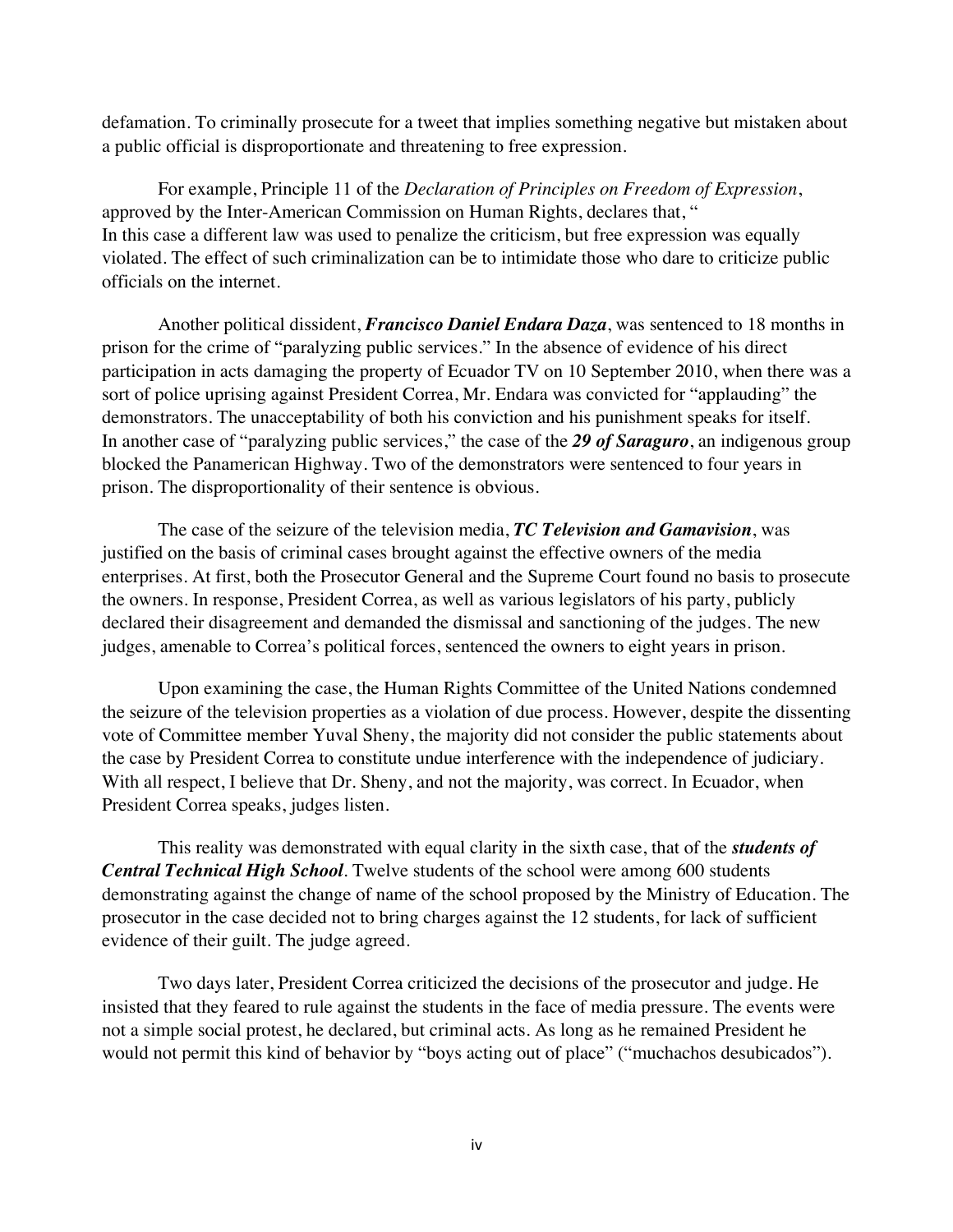defamation. To criminally prosecute for a tweet that implies something negative but mistaken about a public official is disproportionate and threatening to free expression.

For example, Principle 11 of the *Declaration of Principles on Freedom of Expression*, approved by the Inter-American Commission on Human Rights, declares that, "
In this case a different law was used to penalize the criticism, but free expression was equally violated. The effect of such criminalization can be to intimidate those who dare to criticize public officials on the internet.

Another political dissident, ***Francisco Daniel Endara Daza***, was sentenced to 18 months in prison for the crime of "paralyzing public services." In the absence of evidence of his direct participation in acts damaging the property of Ecuador TV on 10 September 2010, when there was a sort of police uprising against President Correa, Mr. Endara was convicted for "applauding" the demonstrators. The unacceptability of both his conviction and his punishment speaks for itself.
In another case of "paralyzing public services," the case of the ***29 of Saraguro***, an indigenous group blocked the Panamerican Highway. Two of the demonstrators were sentenced to four years in prison. The disproportionality of their sentence is obvious.

The case of the seizure of the television media, ***TC Television and Gamavision***, was justified on the basis of criminal cases brought against the effective owners of the media enterprises. At first, both the Prosecutor General and the Supreme Court found no basis to prosecute the owners. In response, President Correa, as well as various legislators of his party, publicly declared their disagreement and demanded the dismissal and sanctioning of the judges. The new judges, amenable to Correa's political forces, sentenced the owners to eight years in prison.

Upon examining the case, the Human Rights Committee of the United Nations condemned the seizure of the television properties as a violation of due process. However, despite the dissenting vote of Committee member Yuval Sheny, the majority did not consider the public statements about the case by President Correa to constitute undue interference with the independence of judiciary. With all respect, I believe that Dr. Sheny, and not the majority, was correct. In Ecuador, when President Correa speaks, judges listen.

This reality was demonstrated with equal clarity in the sixth case, that of the ***students of Central Technical High School***. Twelve students of the school were among 600 students demonstrating against the change of name of the school proposed by the Ministry of Education. The prosecutor in the case decided not to bring charges against the 12 students, for lack of sufficient evidence of their guilt. The judge agreed.

Two days later, President Correa criticized the decisions of the prosecutor and judge. He insisted that they feared to rule against the students in the face of media pressure. The events were not a simple social protest, he declared, but criminal acts. As long as he remained President he would not permit this kind of behavior by "boys acting out of place" ("muchachos desubicados").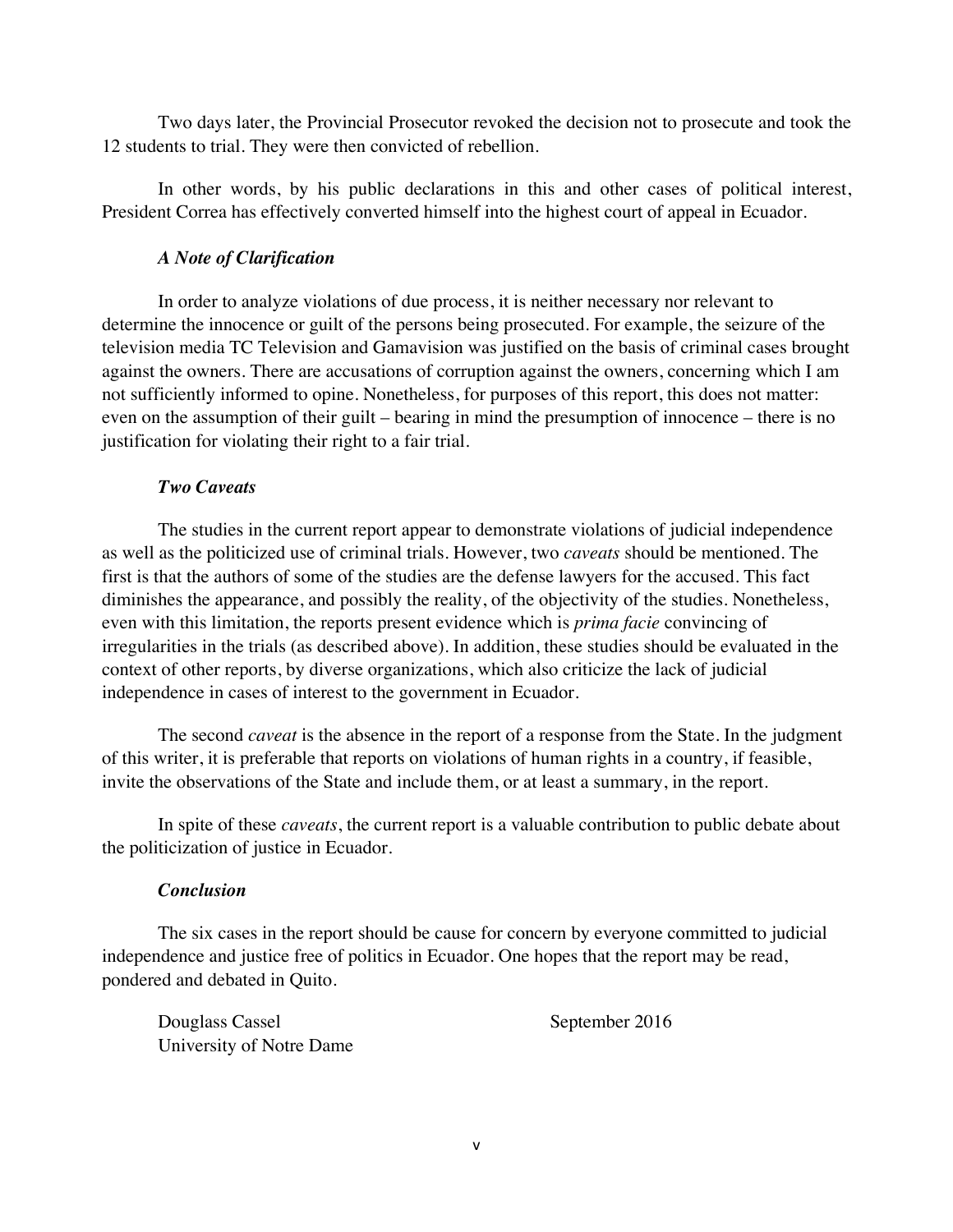Two days later, the Provincial Prosecutor revoked the decision not to prosecute and took the 12 students to trial. They were then convicted of rebellion.

In other words, by his public declarations in this and other cases of political interest, President Correa has effectively converted himself into the highest court of appeal in Ecuador.

### *A Note of Clarification*

In order to analyze violations of due process, it is neither necessary nor relevant to determine the innocence or guilt of the persons being prosecuted. For example, the seizure of the television media TC Television and Gamavision was justified on the basis of criminal cases brought against the owners. There are accusations of corruption against the owners, concerning which I am not sufficiently informed to opine. Nonetheless, for purposes of this report, this does not matter: even on the assumption of their guilt – bearing in mind the presumption of innocence – there is no justification for violating their right to a fair trial.

### *Two Caveats*

The studies in the current report appear to demonstrate violations of judicial independence as well as the politicized use of criminal trials. However, two *caveats* should be mentioned. The first is that the authors of some of the studies are the defense lawyers for the accused. This fact diminishes the appearance, and possibly the reality, of the objectivity of the studies. Nonetheless, even with this limitation, the reports present evidence which is *prima facie* convincing of irregularities in the trials (as described above). In addition, these studies should be evaluated in the context of other reports, by diverse organizations, which also criticize the lack of judicial independence in cases of interest to the government in Ecuador.

The second *caveat* is the absence in the report of a response from the State. In the judgment of this writer, it is preferable that reports on violations of human rights in a country, if feasible, invite the observations of the State and include them, or at least a summary, in the report.

In spite of these *caveats*, the current report is a valuable contribution to public debate about the politicization of justice in Ecuador.

### *Conclusion*

The six cases in the report should be cause for concern by everyone committed to judicial independence and justice free of politics in Ecuador. One hopes that the report may be read, pondered and debated in Quito.

Douglass Cassel
University of Notre Dame

September 2016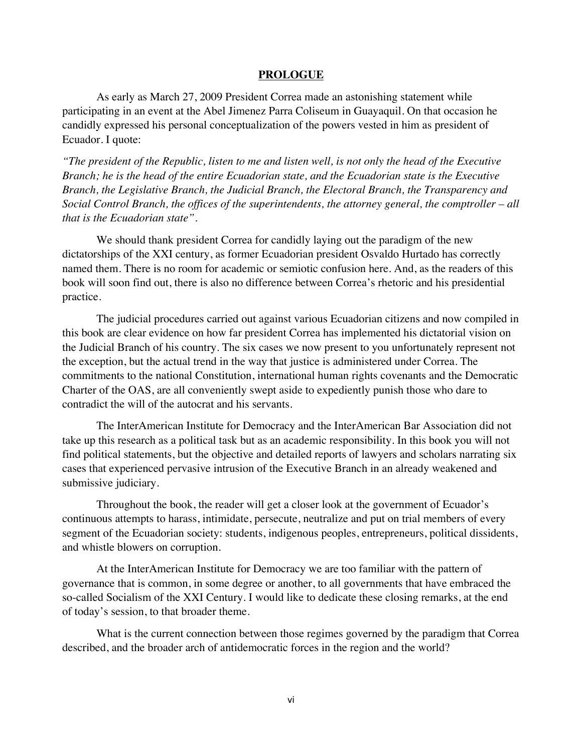# PROLOGUE

As early as March 27, 2009 President Correa made an astonishing statement while participating in an event at the Abel Jimenez Parra Coliseum in Guayaquil. On that occasion he candidly expressed his personal conceptualization of the powers vested in him as president of Ecuador. I quote:

*"The president of the Republic, listen to me and listen well, is not only the head of the Executive Branch; he is the head of the entire Ecuadorian state, and the Ecuadorian state is the Executive Branch, the Legislative Branch, the Judicial Branch, the Electoral Branch, the Transparency and Social Control Branch, the offices of the superintendents, the attorney general, the comptroller – all that is the Ecuadorian state"*.

We should thank president Correa for candidly laying out the paradigm of the new dictatorships of the XXI century, as former Ecuadorian president Osvaldo Hurtado has correctly named them. There is no room for academic or semiotic confusion here. And, as the readers of this book will soon find out, there is also no difference between Correa's rhetoric and his presidential practice.

The judicial procedures carried out against various Ecuadorian citizens and now compiled in this book are clear evidence on how far president Correa has implemented his dictatorial vision on the Judicial Branch of his country. The six cases we now present to you unfortunately represent not the exception, but the actual trend in the way that justice is administered under Correa. The commitments to the national Constitution, international human rights covenants and the Democratic Charter of the OAS, are all conveniently swept aside to expediently punish those who dare to contradict the will of the autocrat and his servants.

The InterAmerican Institute for Democracy and the InterAmerican Bar Association did not take up this research as a political task but as an academic responsibility. In this book you will not find political statements, but the objective and detailed reports of lawyers and scholars narrating six cases that experienced pervasive intrusion of the Executive Branch in an already weakened and submissive judiciary.

Throughout the book, the reader will get a closer look at the government of Ecuador's continuous attempts to harass, intimidate, persecute, neutralize and put on trial members of every segment of the Ecuadorian society: students, indigenous peoples, entrepreneurs, political dissidents, and whistle blowers on corruption.

At the InterAmerican Institute for Democracy we are too familiar with the pattern of governance that is common, in some degree or another, to all governments that have embraced the so-called Socialism of the XXI Century. I would like to dedicate these closing remarks, at the end of today's session, to that broader theme.

What is the current connection between those regimes governed by the paradigm that Correa described, and the broader arch of antidemocratic forces in the region and the world?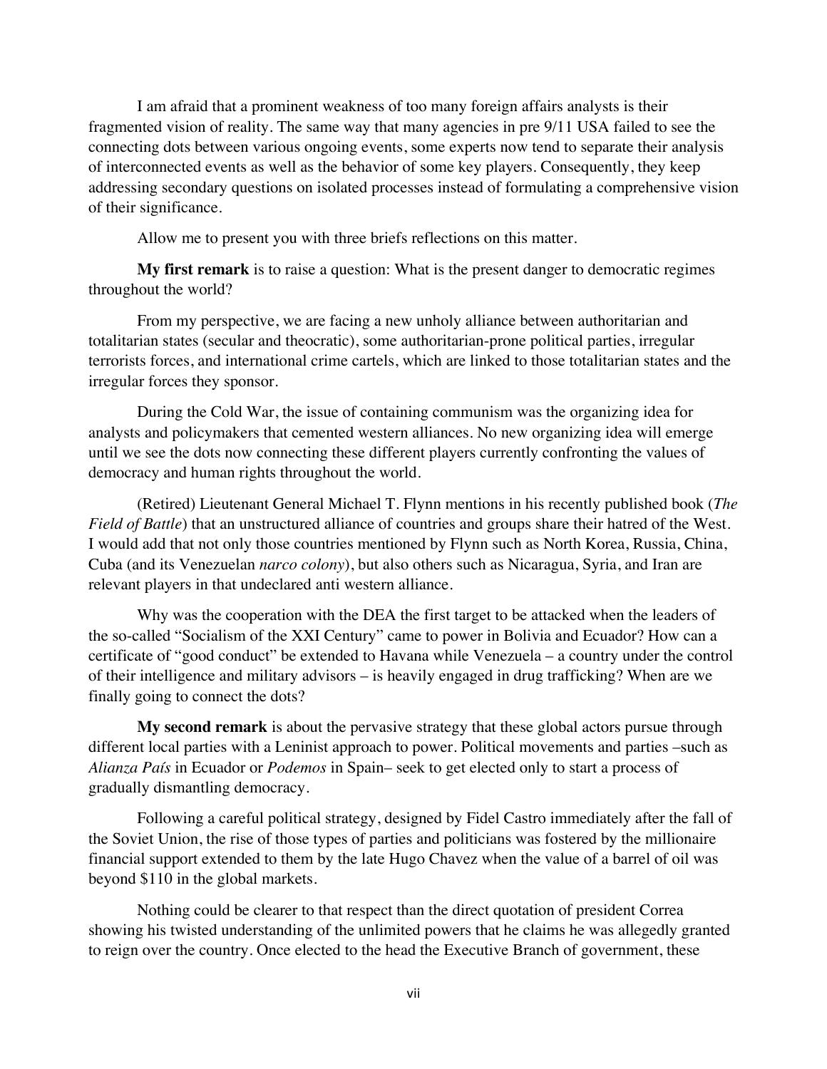I am afraid that a prominent weakness of too many foreign affairs analysts is their fragmented vision of reality. The same way that many agencies in pre 9/11 USA failed to see the connecting dots between various ongoing events, some experts now tend to separate their analysis of interconnected events as well as the behavior of some key players. Consequently, they keep addressing secondary questions on isolated processes instead of formulating a comprehensive vision of their significance.

Allow me to present you with three briefs reflections on this matter.

**My first remark** is to raise a question: What is the present danger to democratic regimes throughout the world?

From my perspective, we are facing a new unholy alliance between authoritarian and totalitarian states (secular and theocratic), some authoritarian-prone political parties, irregular terrorists forces, and international crime cartels, which are linked to those totalitarian states and the irregular forces they sponsor.

During the Cold War, the issue of containing communism was the organizing idea for analysts and policymakers that cemented western alliances. No new organizing idea will emerge until we see the dots now connecting these different players currently confronting the values of democracy and human rights throughout the world.

(Retired) Lieutenant General Michael T. Flynn mentions in his recently published book (*The Field of Battle*) that an unstructured alliance of countries and groups share their hatred of the West. I would add that not only those countries mentioned by Flynn such as North Korea, Russia, China, Cuba (and its Venezuelan *narco colony*), but also others such as Nicaragua, Syria, and Iran are relevant players in that undeclared anti western alliance.

Why was the cooperation with the DEA the first target to be attacked when the leaders of the so-called "Socialism of the XXI Century" came to power in Bolivia and Ecuador? How can a certificate of "good conduct" be extended to Havana while Venezuela – a country under the control of their intelligence and military advisors – is heavily engaged in drug trafficking? When are we finally going to connect the dots?

**My second remark** is about the pervasive strategy that these global actors pursue through different local parties with a Leninist approach to power. Political movements and parties –such as *Alianza País* in Ecuador or *Podemos* in Spain– seek to get elected only to start a process of gradually dismantling democracy.

Following a careful political strategy, designed by Fidel Castro immediately after the fall of the Soviet Union, the rise of those types of parties and politicians was fostered by the millionaire financial support extended to them by the late Hugo Chavez when the value of a barrel of oil was beyond $110 in the global markets.

Nothing could be clearer to that respect than the direct quotation of president Correa showing his twisted understanding of the unlimited powers that he claims he was allegedly granted to reign over the country. Once elected to the head the Executive Branch of government, these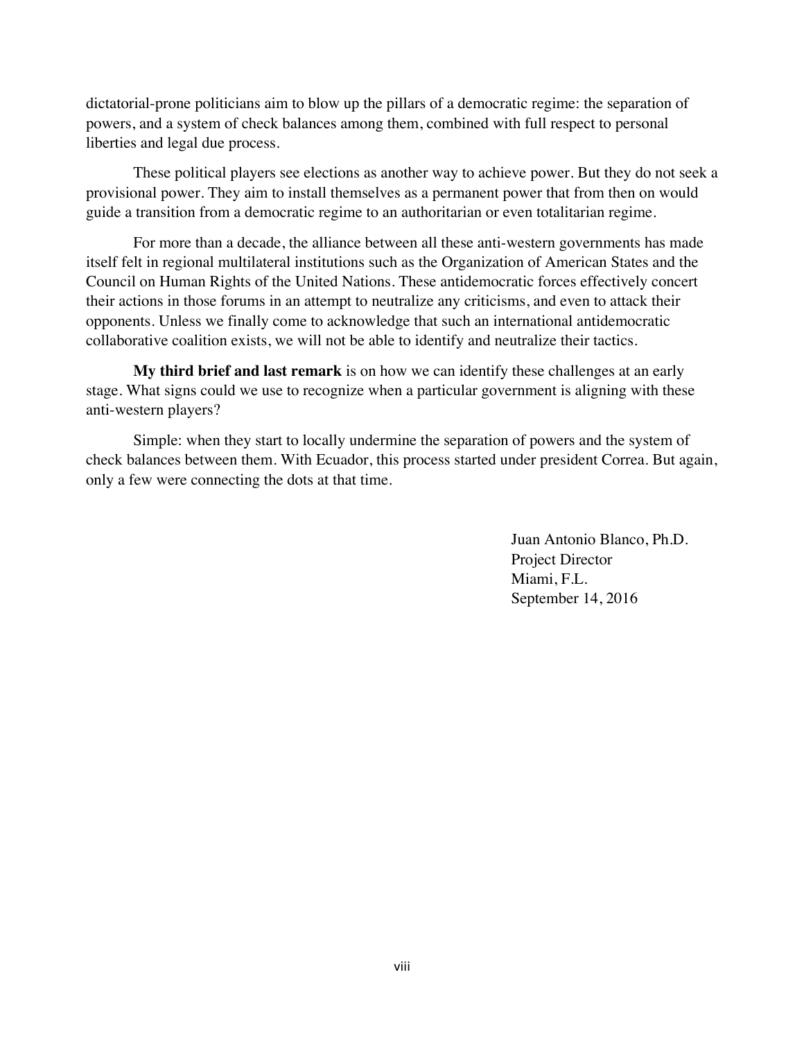dictatorial-prone politicians aim to blow up the pillars of a democratic regime: the separation of powers, and a system of check balances among them, combined with full respect to personal liberties and legal due process.

These political players see elections as another way to achieve power. But they do not seek a provisional power. They aim to install themselves as a permanent power that from then on would guide a transition from a democratic regime to an authoritarian or even totalitarian regime.

For more than a decade, the alliance between all these anti-western governments has made itself felt in regional multilateral institutions such as the Organization of American States and the Council on Human Rights of the United Nations. These antidemocratic forces effectively concert their actions in those forums in an attempt to neutralize any criticisms, and even to attack their opponents. Unless we finally come to acknowledge that such an international antidemocratic collaborative coalition exists, we will not be able to identify and neutralize their tactics.

**My third brief and last remark** is on how we can identify these challenges at an early stage. What signs could we use to recognize when a particular government is aligning with these anti-western players?

Simple: when they start to locally undermine the separation of powers and the system of check balances between them. With Ecuador, this process started under president Correa. But again, only a few were connecting the dots at that time.

Juan Antonio Blanco, Ph.D.
Project Director
Miami, F.L.
September 14, 2016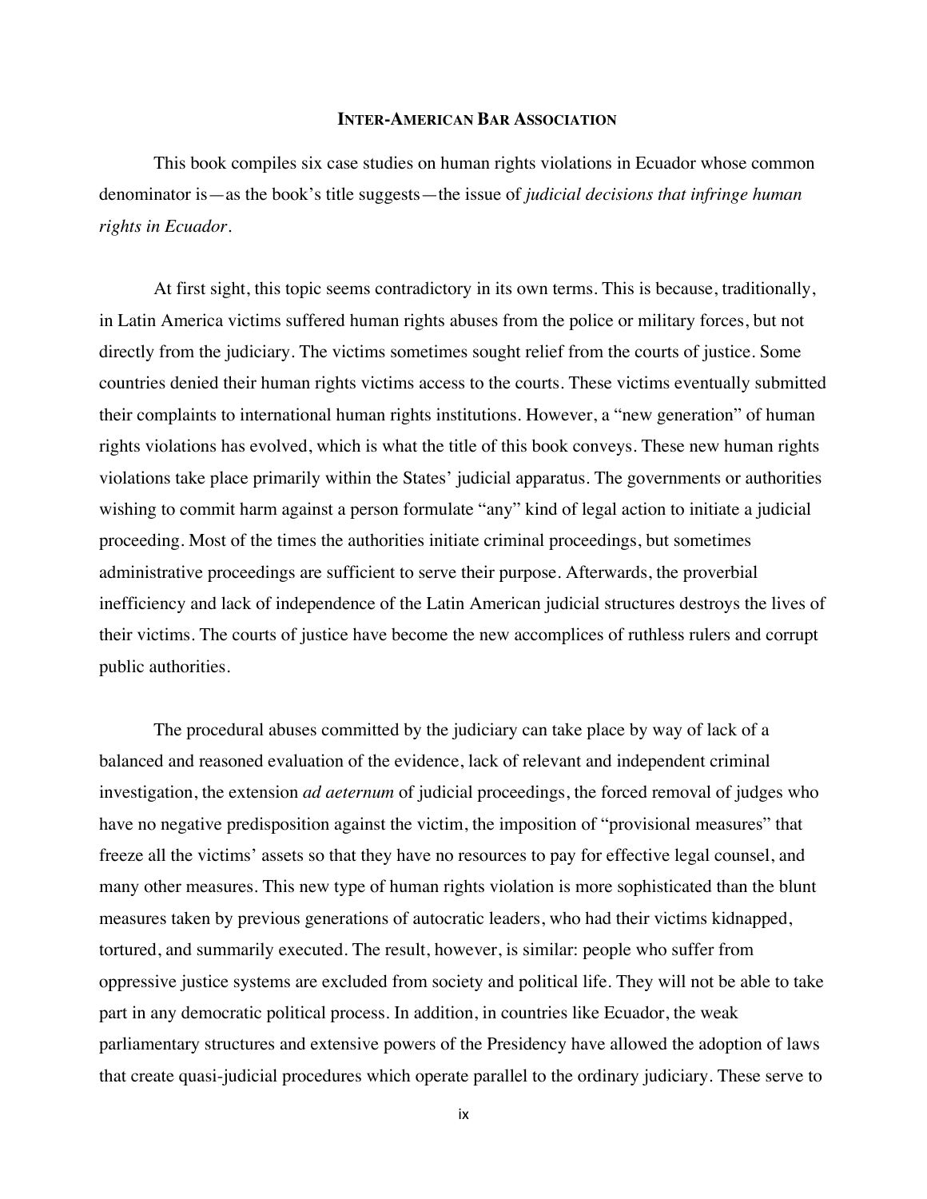## INTER-AMERICAN BAR ASSOCIATION

This book compiles six case studies on human rights violations in Ecuador whose common denominator is—as the book's title suggests—the issue of *judicial decisions that infringe human rights in Ecuador*.

At first sight, this topic seems contradictory in its own terms. This is because, traditionally, in Latin America victims suffered human rights abuses from the police or military forces, but not directly from the judiciary. The victims sometimes sought relief from the courts of justice. Some countries denied their human rights victims access to the courts. These victims eventually submitted their complaints to international human rights institutions. However, a "new generation" of human rights violations has evolved, which is what the title of this book conveys. These new human rights violations take place primarily within the States' judicial apparatus. The governments or authorities wishing to commit harm against a person formulate "any" kind of legal action to initiate a judicial proceeding. Most of the times the authorities initiate criminal proceedings, but sometimes administrative proceedings are sufficient to serve their purpose. Afterwards, the proverbial inefficiency and lack of independence of the Latin American judicial structures destroys the lives of their victims. The courts of justice have become the new accomplices of ruthless rulers and corrupt public authorities.

The procedural abuses committed by the judiciary can take place by way of lack of a balanced and reasoned evaluation of the evidence, lack of relevant and independent criminal investigation, the extension *ad aeternum* of judicial proceedings, the forced removal of judges who have no negative predisposition against the victim, the imposition of "provisional measures" that freeze all the victims' assets so that they have no resources to pay for effective legal counsel, and many other measures. This new type of human rights violation is more sophisticated than the blunt measures taken by previous generations of autocratic leaders, who had their victims kidnapped, tortured, and summarily executed. The result, however, is similar: people who suffer from oppressive justice systems are excluded from society and political life. They will not be able to take part in any democratic political process. In addition, in countries like Ecuador, the weak parliamentary structures and extensive powers of the Presidency have allowed the adoption of laws that create quasi-judicial procedures which operate parallel to the ordinary judiciary. These serve to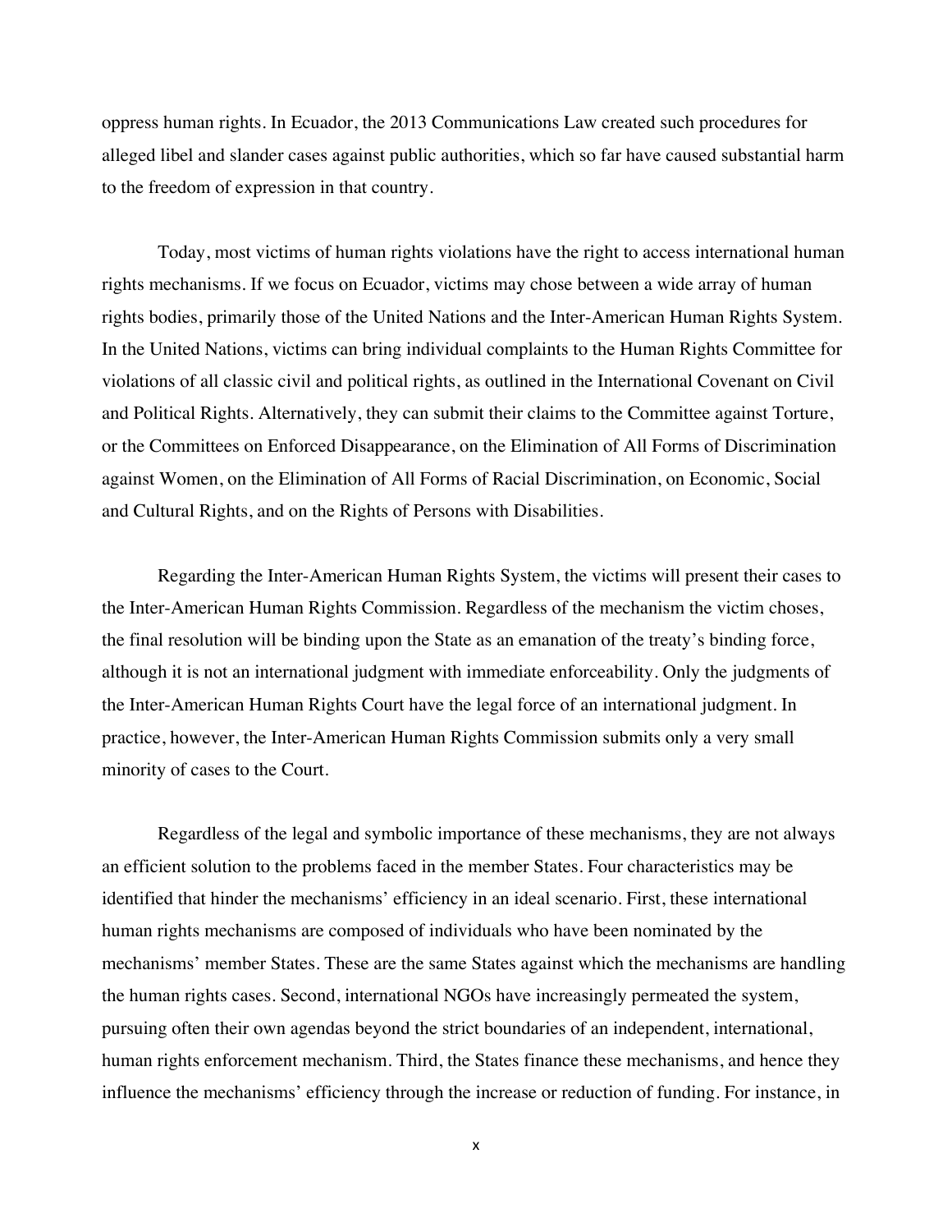oppress human rights. In Ecuador, the 2013 Communications Law created such procedures for alleged libel and slander cases against public authorities, which so far have caused substantial harm to the freedom of expression in that country.

Today, most victims of human rights violations have the right to access international human rights mechanisms. If we focus on Ecuador, victims may chose between a wide array of human rights bodies, primarily those of the United Nations and the Inter-American Human Rights System. In the United Nations, victims can bring individual complaints to the Human Rights Committee for violations of all classic civil and political rights, as outlined in the International Covenant on Civil and Political Rights. Alternatively, they can submit their claims to the Committee against Torture, or the Committees on Enforced Disappearance, on the Elimination of All Forms of Discrimination against Women, on the Elimination of All Forms of Racial Discrimination, on Economic, Social and Cultural Rights, and on the Rights of Persons with Disabilities.

Regarding the Inter-American Human Rights System, the victims will present their cases to the Inter-American Human Rights Commission. Regardless of the mechanism the victim choses, the final resolution will be binding upon the State as an emanation of the treaty's binding force, although it is not an international judgment with immediate enforceability. Only the judgments of the Inter-American Human Rights Court have the legal force of an international judgment. In practice, however, the Inter-American Human Rights Commission submits only a very small minority of cases to the Court.

Regardless of the legal and symbolic importance of these mechanisms, they are not always an efficient solution to the problems faced in the member States. Four characteristics may be identified that hinder the mechanisms' efficiency in an ideal scenario. First, these international human rights mechanisms are composed of individuals who have been nominated by the mechanisms' member States. These are the same States against which the mechanisms are handling the human rights cases. Second, international NGOs have increasingly permeated the system, pursuing often their own agendas beyond the strict boundaries of an independent, international, human rights enforcement mechanism. Third, the States finance these mechanisms, and hence they influence the mechanisms' efficiency through the increase or reduction of funding. For instance, in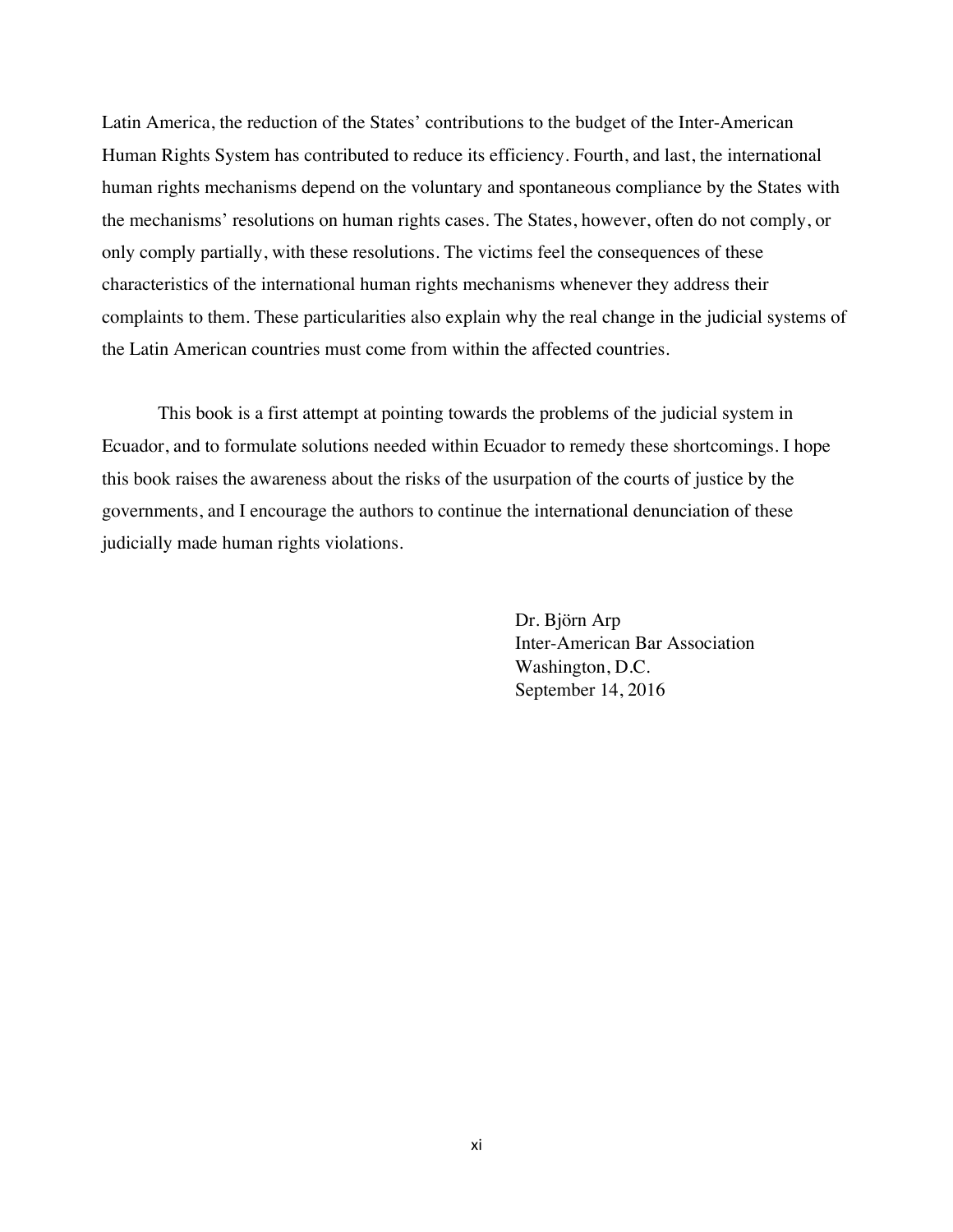Latin America, the reduction of the States' contributions to the budget of the Inter-American Human Rights System has contributed to reduce its efficiency. Fourth, and last, the international human rights mechanisms depend on the voluntary and spontaneous compliance by the States with the mechanisms' resolutions on human rights cases. The States, however, often do not comply, or only comply partially, with these resolutions. The victims feel the consequences of these characteristics of the international human rights mechanisms whenever they address their complaints to them. These particularities also explain why the real change in the judicial systems of the Latin American countries must come from within the affected countries.

This book is a first attempt at pointing towards the problems of the judicial system in Ecuador, and to formulate solutions needed within Ecuador to remedy these shortcomings. I hope this book raises the awareness about the risks of the usurpation of the courts of justice by the governments, and I encourage the authors to continue the international denunciation of these judicially made human rights violations.

Dr. Björn Arp
Inter-American Bar Association
Washington, D.C.
September 14, 2016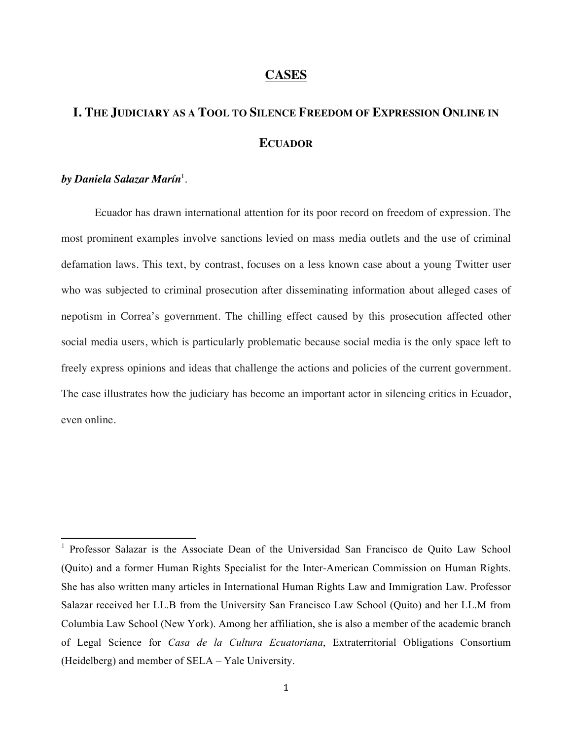# CASES

## I. THE JUDICIARY AS A TOOL TO SILENCE FREEDOM OF EXPRESSION ONLINE IN ECUADOR

***by Daniela Salazar Marín***[1].

Ecuador has drawn international attention for its poor record on freedom of expression. The most prominent examples involve sanctions levied on mass media outlets and the use of criminal defamation laws. This text, by contrast, focuses on a less known case about a young Twitter user who was subjected to criminal prosecution after disseminating information about alleged cases of nepotism in Correa's government. The chilling effect caused by this prosecution affected other social media users, which is particularly problematic because social media is the only space left to freely express opinions and ideas that challenge the actions and policies of the current government. The case illustrates how the judiciary has become an important actor in silencing critics in Ecuador, even online.

---

[1] Professor Salazar is the Associate Dean of the Universidad San Francisco de Quito Law School (Quito) and a former Human Rights Specialist for the Inter-American Commission on Human Rights. She has also written many articles in International Human Rights Law and Immigration Law. Professor Salazar received her LL.B from the University San Francisco Law School (Quito) and her LL.M from Columbia Law School (New York). Among her affiliation, she is also a member of the academic branch of Legal Science for *Casa de la Cultura Ecuatoriana*, Extraterritorial Obligations Consortium (Heidelberg) and member of SELA – Yale University.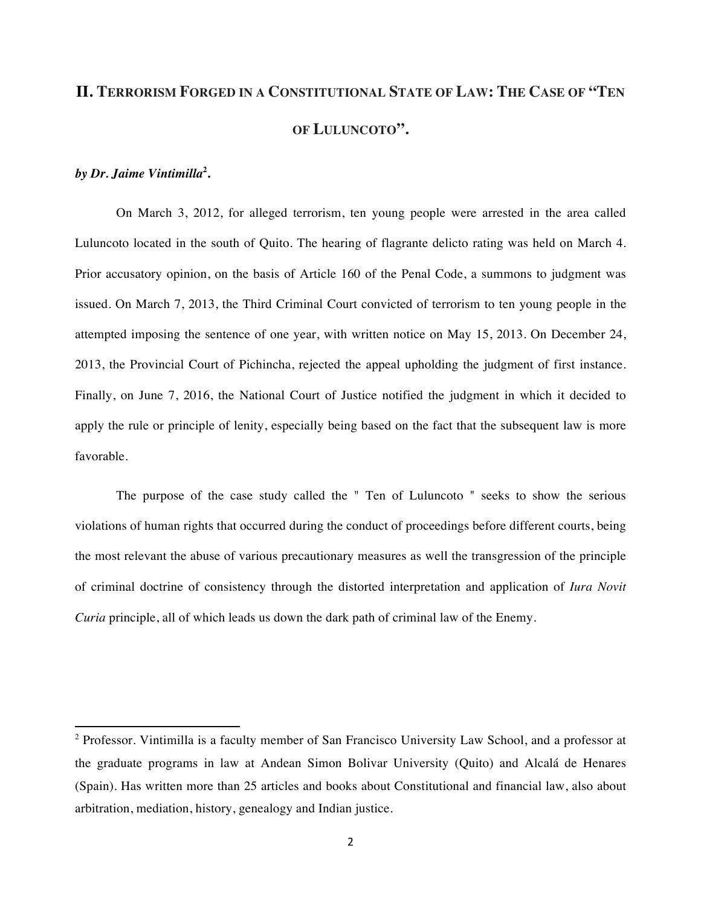## II. Terrorism Forged in a Constitutional State of Law: The Case of "Ten of Luluncoto".

*by Dr. Jaime Vintimilla*[2]**.**

On March 3, 2012, for alleged terrorism, ten young people were arrested in the area called Luluncoto located in the south of Quito. The hearing of flagrante delicto rating was held on March 4. Prior accusatory opinion, on the basis of Article 160 of the Penal Code, a summons to judgment was issued. On March 7, 2013, the Third Criminal Court convicted of terrorism to ten young people in the attempted imposing the sentence of one year, with written notice on May 15, 2013. On December 24, 2013, the Provincial Court of Pichincha, rejected the appeal upholding the judgment of first instance. Finally, on June 7, 2016, the National Court of Justice notified the judgment in which it decided to apply the rule or principle of lenity, especially being based on the fact that the subsequent law is more favorable.

The purpose of the case study called the " Ten of Luluncoto " seeks to show the serious violations of human rights that occurred during the conduct of proceedings before different courts, being the most relevant the abuse of various precautionary measures as well the transgression of the principle of criminal doctrine of consistency through the distorted interpretation and application of *Iura Novit Curia* principle, all of which leads us down the dark path of criminal law of the Enemy.

---

[2] Professor. Vintimilla is a faculty member of San Francisco University Law School, and a professor at the graduate programs in law at Andean Simon Bolivar University (Quito) and Alcalá de Henares (Spain). Has written more than 25 articles and books about Constitutional and financial law, also about arbitration, mediation, history, genealogy and Indian justice.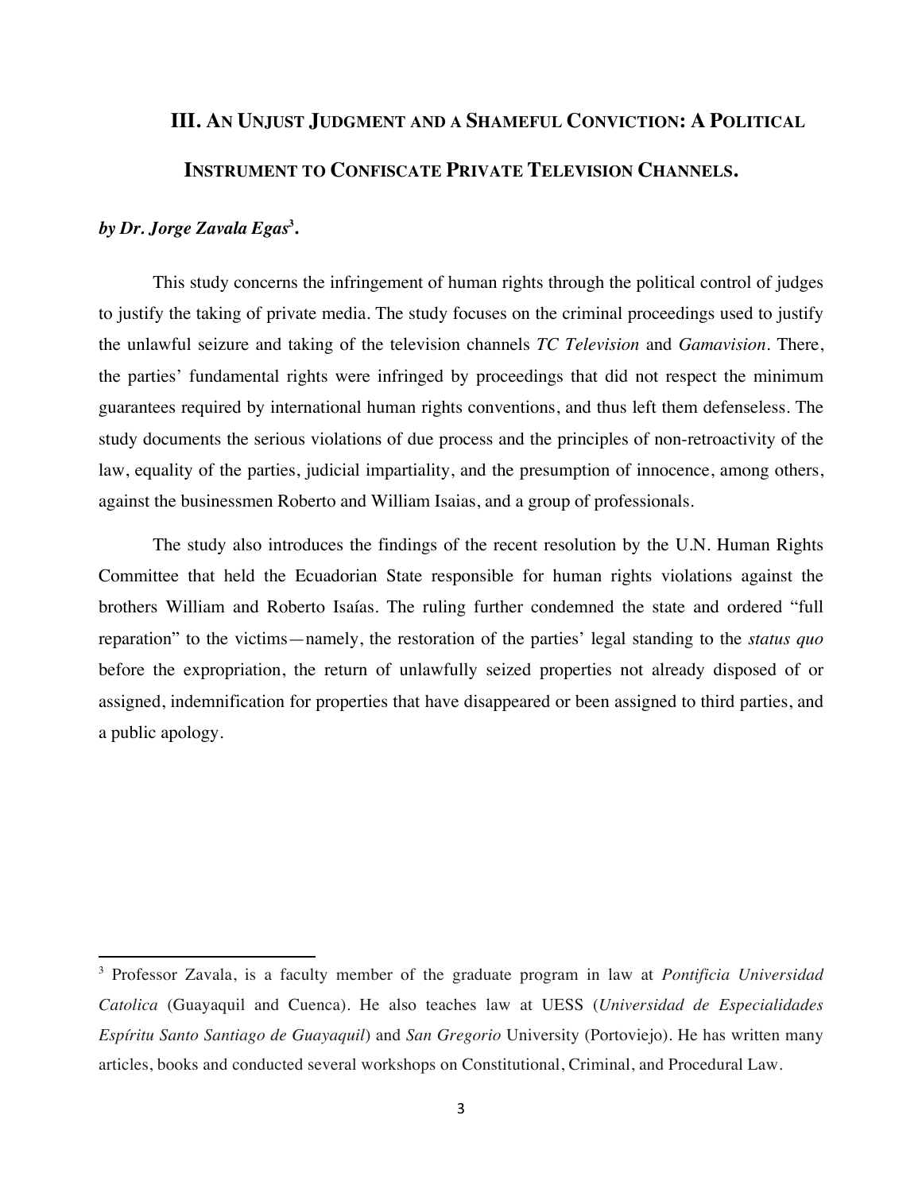## III. An Unjust Judgment and a Shameful Conviction: A Political Instrument to Confiscate Private Television Channels.

***by Dr. Jorge Zavala Egas*[3]*.***

This study concerns the infringement of human rights through the political control of judges to justify the taking of private media. The study focuses on the criminal proceedings used to justify the unlawful seizure and taking of the television channels *TC Television* and *Gamavision*. There, the parties' fundamental rights were infringed by proceedings that did not respect the minimum guarantees required by international human rights conventions, and thus left them defenseless. The study documents the serious violations of due process and the principles of non-retroactivity of the law, equality of the parties, judicial impartiality, and the presumption of innocence, among others, against the businessmen Roberto and William Isaias, and a group of professionals.

The study also introduces the findings of the recent resolution by the U.N. Human Rights Committee that held the Ecuadorian State responsible for human rights violations against the brothers William and Roberto Isaías. The ruling further condemned the state and ordered "full reparation" to the victims—namely, the restoration of the parties' legal standing to the *status quo* before the expropriation, the return of unlawfully seized properties not already disposed of or assigned, indemnification for properties that have disappeared or been assigned to third parties, and a public apology.

---

[3] Professor Zavala, is a faculty member of the graduate program in law at *Pontificia Universidad Catolica* (Guayaquil and Cuenca). He also teaches law at UESS (*Universidad de Especialidades Espíritu Santo Santiago de Guayaquil*) and *San Gregorio* University (Portoviejo). He has written many articles, books and conducted several workshops on Constitutional, Criminal, and Procedural Law.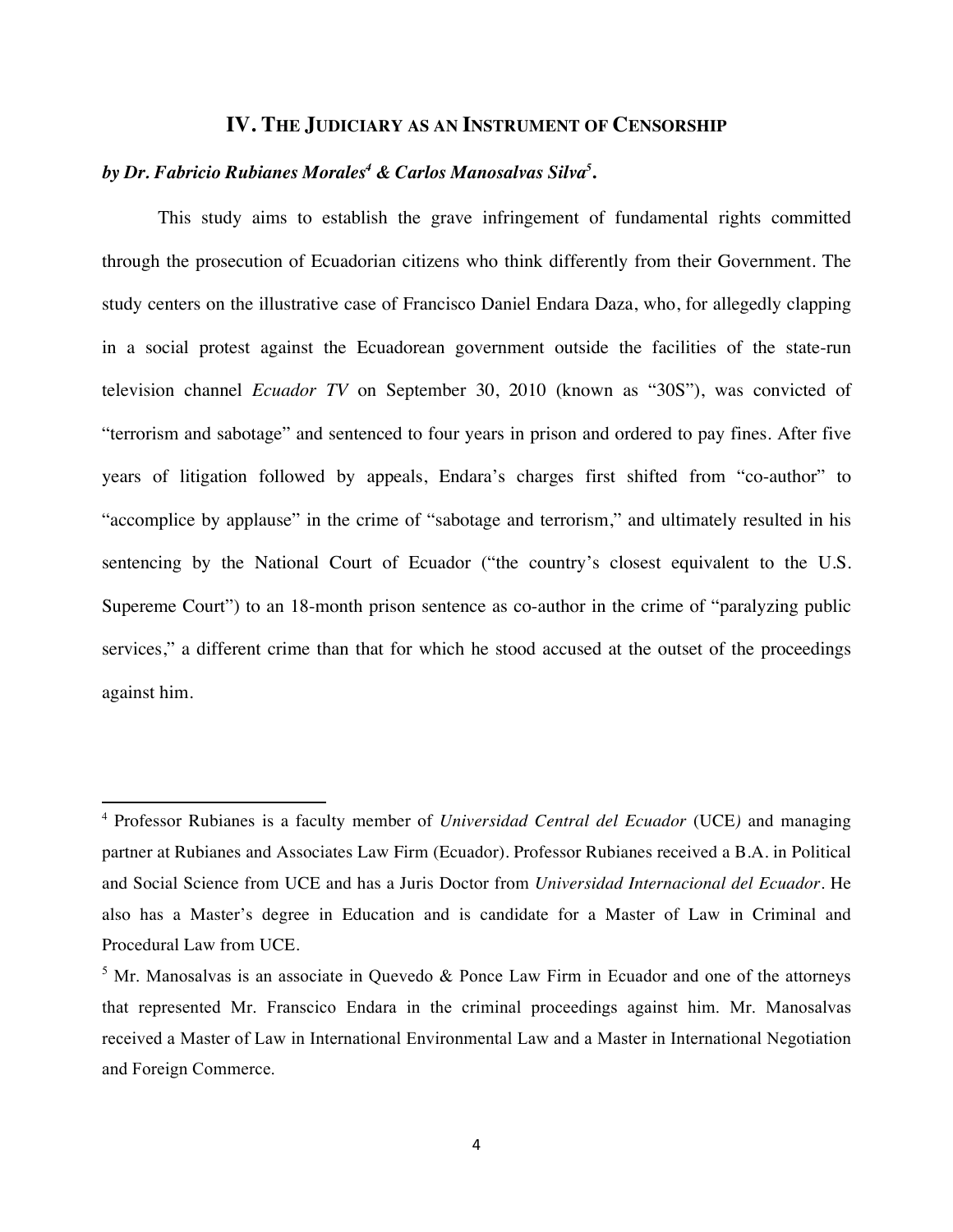## IV. THE JUDICIARY AS AN INSTRUMENT OF CENSORSHIP

***by Dr. Fabricio Rubianes Morales[4] & Carlos Manosalvas Silva[5].***

This study aims to establish the grave infringement of fundamental rights committed through the prosecution of Ecuadorian citizens who think differently from their Government. The study centers on the illustrative case of Francisco Daniel Endara Daza, who, for allegedly clapping in a social protest against the Ecuadorean government outside the facilities of the state-run television channel *Ecuador TV* on September 30, 2010 (known as "30S"), was convicted of "terrorism and sabotage" and sentenced to four years in prison and ordered to pay fines. After five years of litigation followed by appeals, Endara's charges first shifted from "co-author" to "accomplice by applause" in the crime of "sabotage and terrorism," and ultimately resulted in his sentencing by the National Court of Ecuador ("the country's closest equivalent to the U.S. Supereme Court") to an 18-month prison sentence as co-author in the crime of "paralyzing public services," a different crime than that for which he stood accused at the outset of the proceedings against him.

---

[4] Professor Rubianes is a faculty member of *Universidad Central del Ecuador* (UCE*)* and managing partner at Rubianes and Associates Law Firm (Ecuador). Professor Rubianes received a B.A. in Political and Social Science from UCE and has a Juris Doctor from *Universidad Internacional del Ecuador*. He also has a Master's degree in Education and is candidate for a Master of Law in Criminal and Procedural Law from UCE.

[5] Mr. Manosalvas is an associate in Quevedo & Ponce Law Firm in Ecuador and one of the attorneys that represented Mr. Franscico Endara in the criminal proceedings against him. Mr. Manosalvas received a Master of Law in International Environmental Law and a Master in International Negotiation and Foreign Commerce.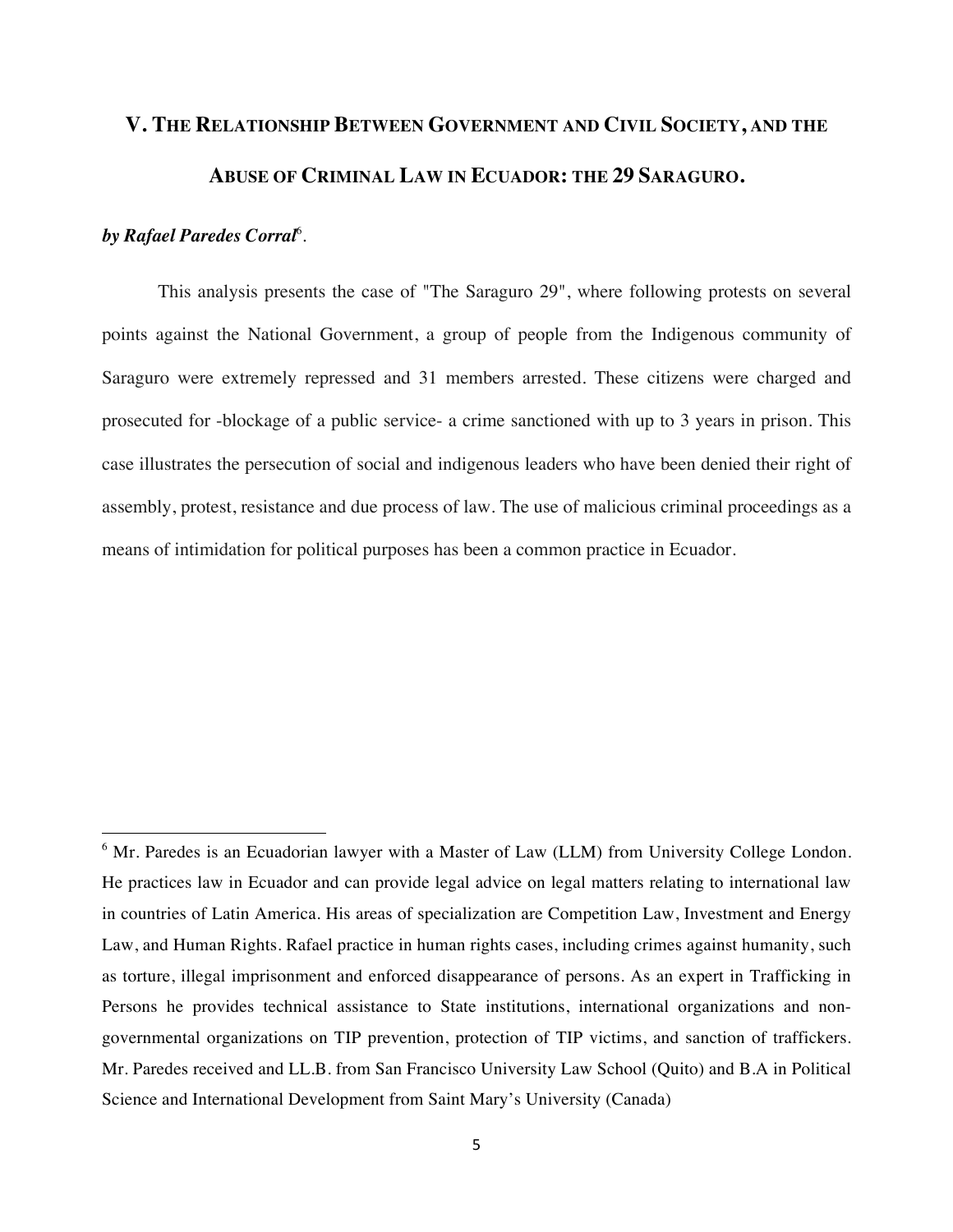## V. The Relationship Between Government and Civil Society, and the Abuse of Criminal Law in Ecuador: the 29 Saraguro.

***by Rafael Paredes Corral***[6].

This analysis presents the case of "The Saraguro 29", where following protests on several points against the National Government, a group of people from the Indigenous community of Saraguro were extremely repressed and 31 members arrested. These citizens were charged and prosecuted for -blockage of a public service- a crime sanctioned with up to 3 years in prison. This case illustrates the persecution of social and indigenous leaders who have been denied their right of assembly, protest, resistance and due process of law. The use of malicious criminal proceedings as a means of intimidation for political purposes has been a common practice in Ecuador.

---

[6] Mr. Paredes is an Ecuadorian lawyer with a Master of Law (LLM) from University College London. He practices law in Ecuador and can provide legal advice on legal matters relating to international law in countries of Latin America. His areas of specialization are Competition Law, Investment and Energy Law, and Human Rights. Rafael practice in human rights cases, including crimes against humanity, such as torture, illegal imprisonment and enforced disappearance of persons. As an expert in Trafficking in Persons he provides technical assistance to State institutions, international organizations and non-governmental organizations on TIP prevention, protection of TIP victims, and sanction of traffickers. Mr. Paredes received and LL.B. from San Francisco University Law School (Quito) and B.A in Political Science and International Development from Saint Mary's University (Canada)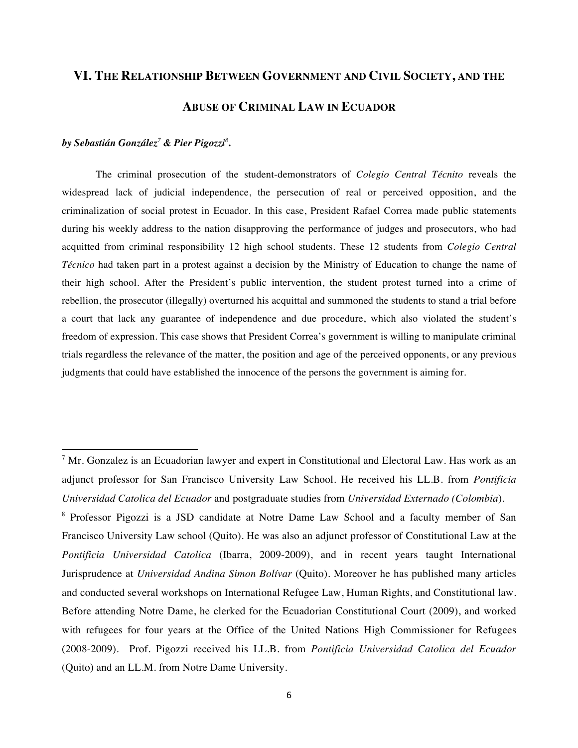## VI. The Relationship Between Government and Civil Society, and the Abuse of Criminal Law in Ecuador

***by Sebastián González[7] & Pier Pigozzi[8].***

The criminal prosecution of the student-demonstrators of *Colegio Central Técnito* reveals the widespread lack of judicial independence, the persecution of real or perceived opposition, and the criminalization of social protest in Ecuador. In this case, President Rafael Correa made public statements during his weekly address to the nation disapproving the performance of judges and prosecutors, who had acquitted from criminal responsibility 12 high school students. These 12 students from *Colegio Central Técnico* had taken part in a protest against a decision by the Ministry of Education to change the name of their high school. After the President's public intervention, the student protest turned into a crime of rebellion, the prosecutor (illegally) overturned his acquittal and summoned the students to stand a trial before a court that lack any guarantee of independence and due procedure, which also violated the student's freedom of expression. This case shows that President Correa's government is willing to manipulate criminal trials regardless the relevance of the matter, the position and age of the perceived opponents, or any previous judgments that could have established the innocence of the persons the government is aiming for.

---

[7] Mr. Gonzalez is an Ecuadorian lawyer and expert in Constitutional and Electoral Law. Has work as an adjunct professor for San Francisco University Law School. He received his LL.B. from *Pontificia Universidad Catolica del Ecuador* and postgraduate studies from *Universidad Externado (Colombia)*.

[8] Professor Pigozzi is a JSD candidate at Notre Dame Law School and a faculty member of San Francisco University Law school (Quito). He was also an adjunct professor of Constitutional Law at the *Pontificia Universidad Catolica* (Ibarra, 2009-2009), and in recent years taught International Jurisprudence at *Universidad Andina Simon Bolívar* (Quito). Moreover he has published many articles and conducted several workshops on International Refugee Law, Human Rights, and Constitutional law. Before attending Notre Dame, he clerked for the Ecuadorian Constitutional Court (2009), and worked with refugees for four years at the Office of the United Nations High Commissioner for Refugees (2008-2009). Prof. Pigozzi received his LL.B. from *Pontificia Universidad Catolica del Ecuador* (Quito) and an LL.M. from Notre Dame University.